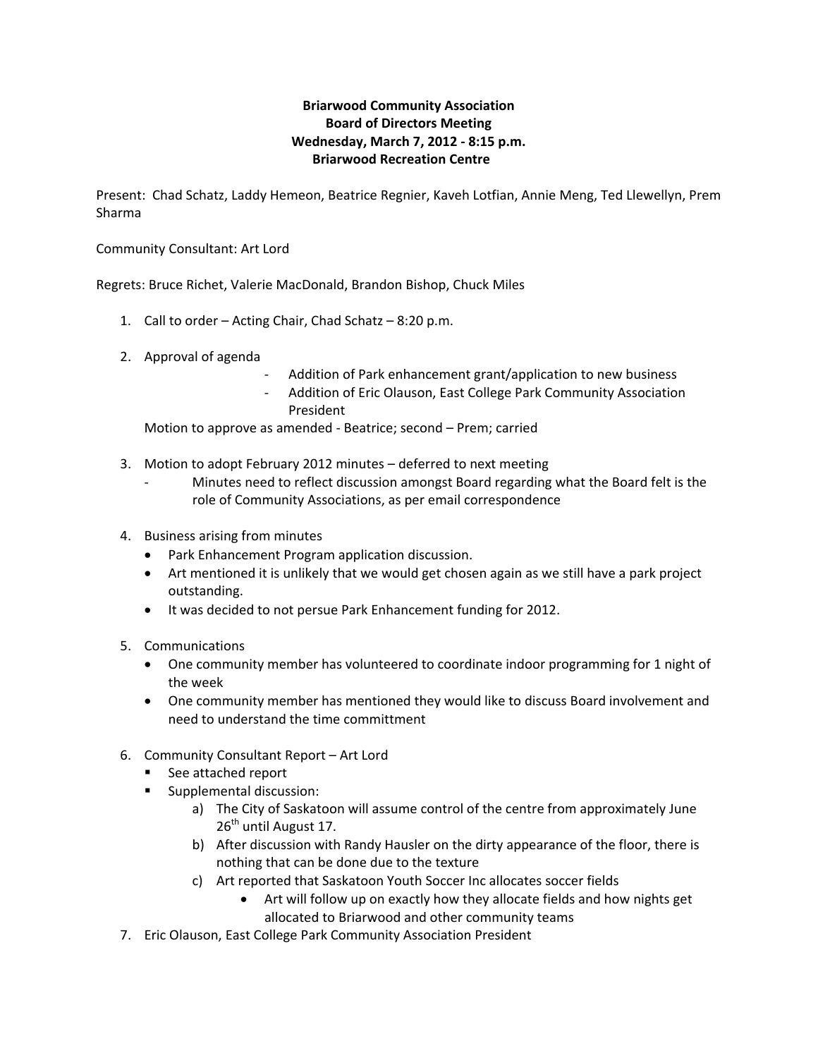**Briarwood Community Association**
**Board of Directors Meeting**
**Wednesday, March 7, 2012 - 8:15 p.m.**
**Briarwood Recreation Centre**

Present: Chad Schatz, Laddy Hemeon, Beatrice Regnier, Kaveh Lotfian, Annie Meng, Ted Llewellyn, Prem Sharma

Community Consultant: Art Lord

Regrets: Bruce Richet, Valerie MacDonald, Brandon Bishop, Chuck Miles

1. Call to order – Acting Chair, Chad Schatz – 8:20 p.m.

2. Approval of agenda
   - Addition of Park enhancement grant/application to new business
   - Addition of Eric Olauson, East College Park Community Association President

   Motion to approve as amended - Beatrice; second – Prem; carried

3. Motion to adopt February 2012 minutes – deferred to next meeting
   - Minutes need to reflect discussion amongst Board regarding what the Board felt is the role of Community Associations, as per email correspondence

4. Business arising from minutes
   - Park Enhancement Program application discussion.
   - Art mentioned it is unlikely that we would get chosen again as we still have a park project outstanding.
   - It was decided to not persue Park Enhancement funding for 2012.

5. Communications
   - One community member has volunteered to coordinate indoor programming for 1 night of the week
   - One community member has mentioned they would like to discuss Board involvement and need to understand the time committment

6. Community Consultant Report – Art Lord
   - See attached report
   - Supplemental discussion:
     a) The City of Saskatoon will assume control of the centre from approximately June 26th until August 17.
     b) After discussion with Randy Hausler on the dirty appearance of the floor, there is nothing that can be done due to the texture
     c) Art reported that Saskatoon Youth Soccer Inc allocates soccer fields
        - Art will follow up on exactly how they allocate fields and how nights get allocated to Briarwood and other community teams

7. Eric Olauson, East College Park Community Association President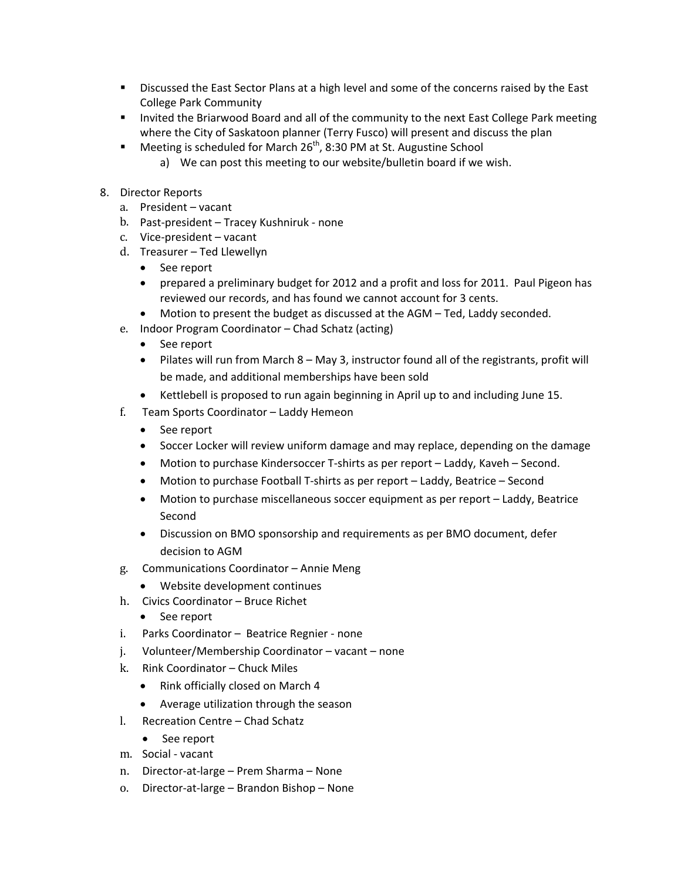- Discussed the East Sector Plans at a high level and some of the concerns raised by the East College Park Community
- Invited the Briarwood Board and all of the community to the next East College Park meeting where the City of Saskatoon planner (Terry Fusco) will present and discuss the plan
- Meeting is scheduled for March 26th, 8:30 PM at St. Augustine School
  a) We can post this meeting to our website/bulletin board if we wish.

8. Director Reports
   a. President – vacant
   b. Past-president – Tracey Kushniruk - none
   c. Vice-president – vacant
   d. Treasurer – Ted Llewellyn
      - See report
      - prepared a preliminary budget for 2012 and a profit and loss for 2011. Paul Pigeon has reviewed our records, and has found we cannot account for 3 cents.
      - Motion to present the budget as discussed at the AGM – Ted, Laddy seconded.
   e. Indoor Program Coordinator – Chad Schatz (acting)
      - See report
      - Pilates will run from March 8 – May 3, instructor found all of the registrants, profit will be made, and additional memberships have been sold
      - Kettlebell is proposed to run again beginning in April up to and including June 15.
   f. Team Sports Coordinator – Laddy Hemeon
      - See report
      - Soccer Locker will review uniform damage and may replace, depending on the damage
      - Motion to purchase Kindersoccer T-shirts as per report – Laddy, Kaveh – Second.
      - Motion to purchase Football T-shirts as per report – Laddy, Beatrice – Second
      - Motion to purchase miscellaneous soccer equipment as per report – Laddy, Beatrice Second
      - Discussion on BMO sponsorship and requirements as per BMO document, defer decision to AGM
   g. Communications Coordinator – Annie Meng
      - Website development continues
   h. Civics Coordinator – Bruce Richet
      - See report
   i. Parks Coordinator – Beatrice Regnier - none
   j. Volunteer/Membership Coordinator – vacant – none
   k. Rink Coordinator – Chuck Miles
      - Rink officially closed on March 4
      - Average utilization through the season
   l. Recreation Centre – Chad Schatz
      - See report
   m. Social - vacant
   n. Director-at-large – Prem Sharma – None
   o. Director-at-large – Brandon Bishop – None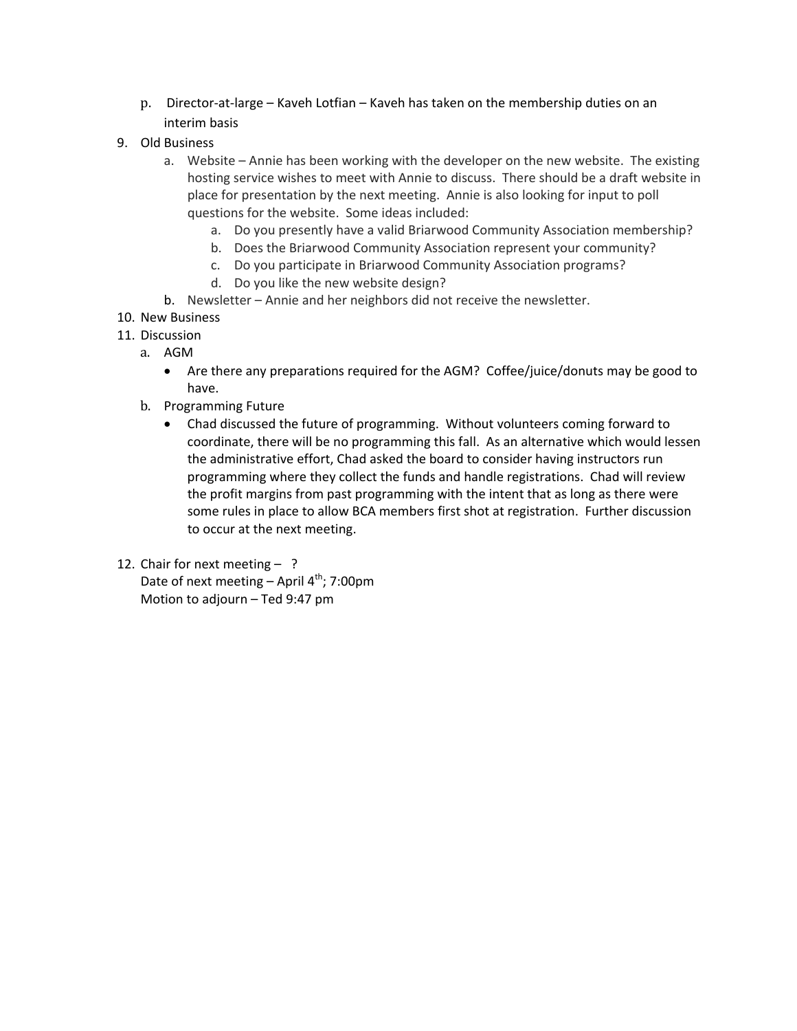p. Director-at-large – Kaveh Lotfian – Kaveh has taken on the membership duties on an interim basis

9. Old Business
    a. Website – Annie has been working with the developer on the new website. The existing hosting service wishes to meet with Annie to discuss. There should be a draft website in place for presentation by the next meeting. Annie is also looking for input to poll questions for the website. Some ideas included:
        a. Do you presently have a valid Briarwood Community Association membership?
        b. Does the Briarwood Community Association represent your community?
        c. Do you participate in Briarwood Community Association programs?
        d. Do you like the new website design?
    b. Newsletter – Annie and her neighbors did not receive the newsletter.
10. New Business
11. Discussion
    a. AGM
        - Are there any preparations required for the AGM? Coffee/juice/donuts may be good to have.
    b. Programming Future
        - Chad discussed the future of programming. Without volunteers coming forward to coordinate, there will be no programming this fall. As an alternative which would lessen the administrative effort, Chad asked the board to consider having instructors run programming where they collect the funds and handle registrations. Chad will review the profit margins from past programming with the intent that as long as there were some rules in place to allow BCA members first shot at registration. Further discussion to occur at the next meeting.

12. Chair for next meeting – ?
    Date of next meeting – April 4th; 7:00pm
    Motion to adjourn – Ted 9:47 pm